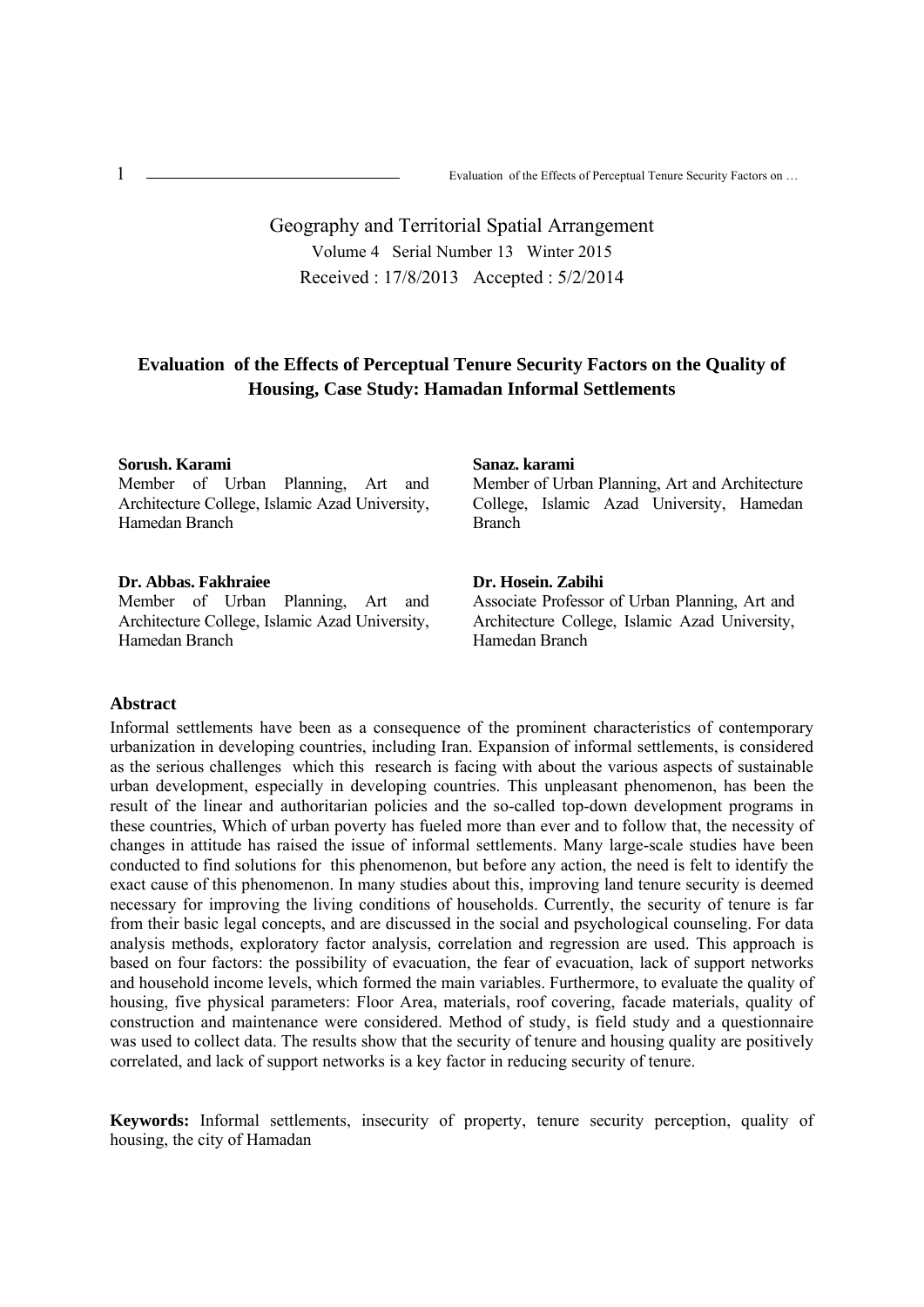Geography and Territorial Spatial Arrangement

Volume 4 Serial Number 13 Winter 2015

Received : 17/8/2013 Accepted : 5/2/2014

# Evaluation of the Effects of Perceptual Tenure Security Factors on the Quality of Housing, Case Study: Hamadan Informal Settlements

**Sorush. Karami**
Member of Urban Planning, Art and Architecture College, Islamic Azad University, Hamedan Branch

**Sanaz. karami**
Member of Urban Planning, Art and Architecture College, Islamic Azad University, Hamedan Branch

**Dr. Abbas. Fakhraiee**
Member of Urban Planning, Art and Architecture College, Islamic Azad University, Hamedan Branch

**Dr. Hosein. Zabihi**
Associate Professor of Urban Planning, Art and Architecture College, Islamic Azad University, Hamedan Branch

## Abstract

Informal settlements have been as a consequence of the prominent characteristics of contemporary urbanization in developing countries, including Iran. Expansion of informal settlements, is considered as the serious challenges which this research is facing with about the various aspects of sustainable urban development, especially in developing countries. This unpleasant phenomenon, has been the result of the linear and authoritarian policies and the so-called top-down development programs in these countries, Which of urban poverty has fueled more than ever and to follow that, the necessity of changes in attitude has raised the issue of informal settlements. Many large-scale studies have been conducted to find solutions for this phenomenon, but before any action, the need is felt to identify the exact cause of this phenomenon. In many studies about this, improving land tenure security is deemed necessary for improving the living conditions of households. Currently, the security of tenure is far from their basic legal concepts, and are discussed in the social and psychological counseling. For data analysis methods, exploratory factor analysis, correlation and regression are used. This approach is based on four factors: the possibility of evacuation, the fear of evacuation, lack of support networks and household income levels, which formed the main variables. Furthermore, to evaluate the quality of housing, five physical parameters: Floor Area, materials, roof covering, facade materials, quality of construction and maintenance were considered. Method of study, is field study and a questionnaire was used to collect data. The results show that the security of tenure and housing quality are positively correlated, and lack of support networks is a key factor in reducing security of tenure.

**Keywords:** Informal settlements, insecurity of property, tenure security perception, quality of housing, the city of Hamadan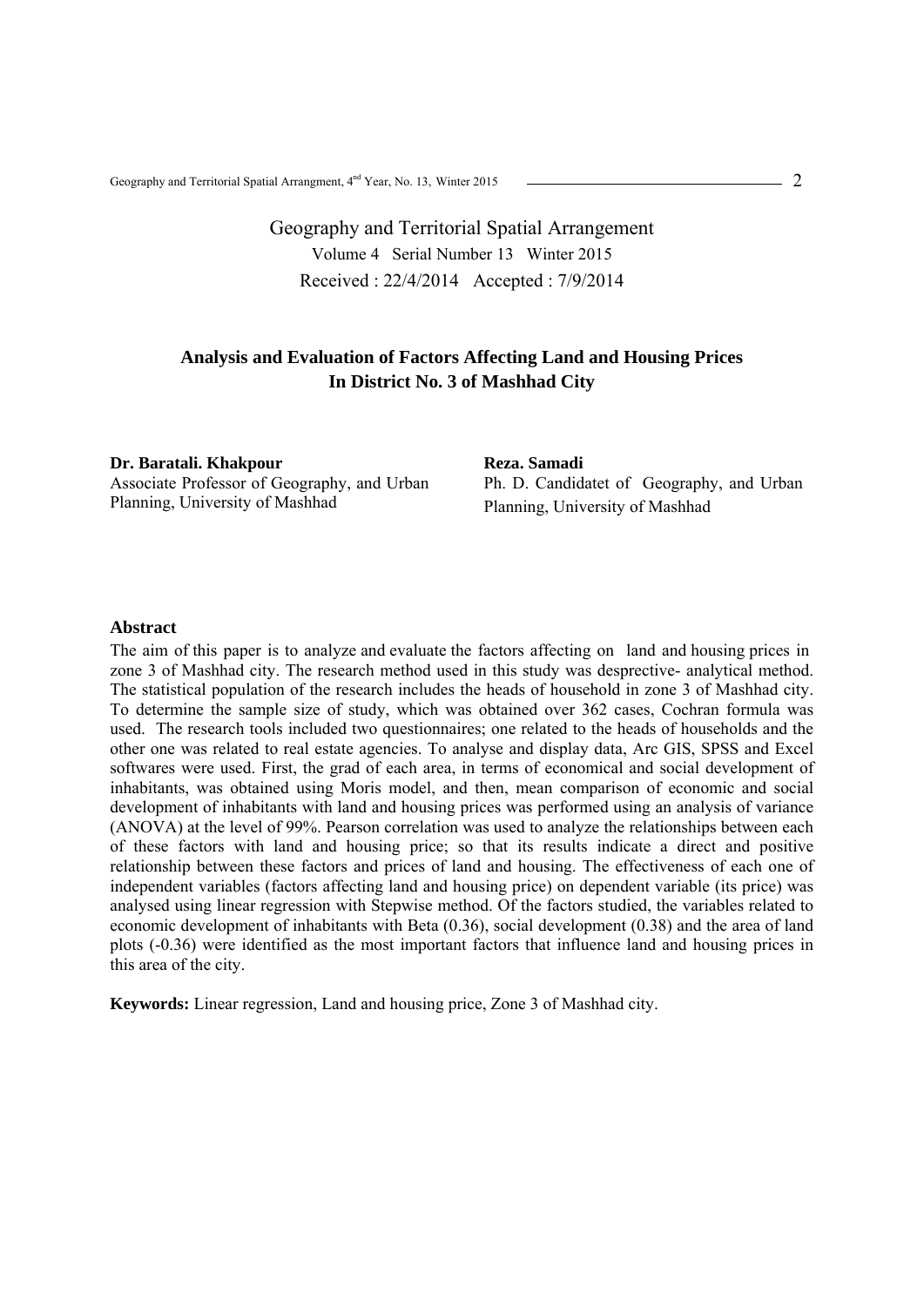Geography and Territorial Spatial Arrangement

Volume 4 Serial Number 13 Winter 2015

Received : 22/4/2014 Accepted : 7/9/2014

# Analysis and Evaluation of Factors Affecting Land and Housing Prices In District No. 3 of Mashhad City

**Dr. Baratali. Khakpour**
Associate Professor of Geography, and Urban Planning, University of Mashhad

**Reza. Samadi**
Ph. D. Candidatet of Geography, and Urban Planning, University of Mashhad

## Abstract

The aim of this paper is to analyze and evaluate the factors affecting on land and housing prices in zone 3 of Mashhad city. The research method used in this study was desprective- analytical method. The statistical population of the research includes the heads of household in zone 3 of Mashhad city. To determine the sample size of study, which was obtained over 362 cases, Cochran formula was used. The research tools included two questionnaires; one related to the heads of households and the other one was related to real estate agencies. To analyse and display data, Arc GIS, SPSS and Excel softwares were used. First, the grad of each area, in terms of economical and social development of inhabitants, was obtained using Moris model, and then, mean comparison of economic and social development of inhabitants with land and housing prices was performed using an analysis of variance (ANOVA) at the level of 99%. Pearson correlation was used to analyze the relationships between each of these factors with land and housing price; so that its results indicate a direct and positive relationship between these factors and prices of land and housing. The effectiveness of each one of independent variables (factors affecting land and housing price) on dependent variable (its price) was analysed using linear regression with Stepwise method. Of the factors studied, the variables related to economic development of inhabitants with Beta (0.36), social development (0.38) and the area of land plots (-0.36) were identified as the most important factors that influence land and housing prices in this area of the city.

**Keywords:** Linear regression, Land and housing price, Zone 3 of Mashhad city.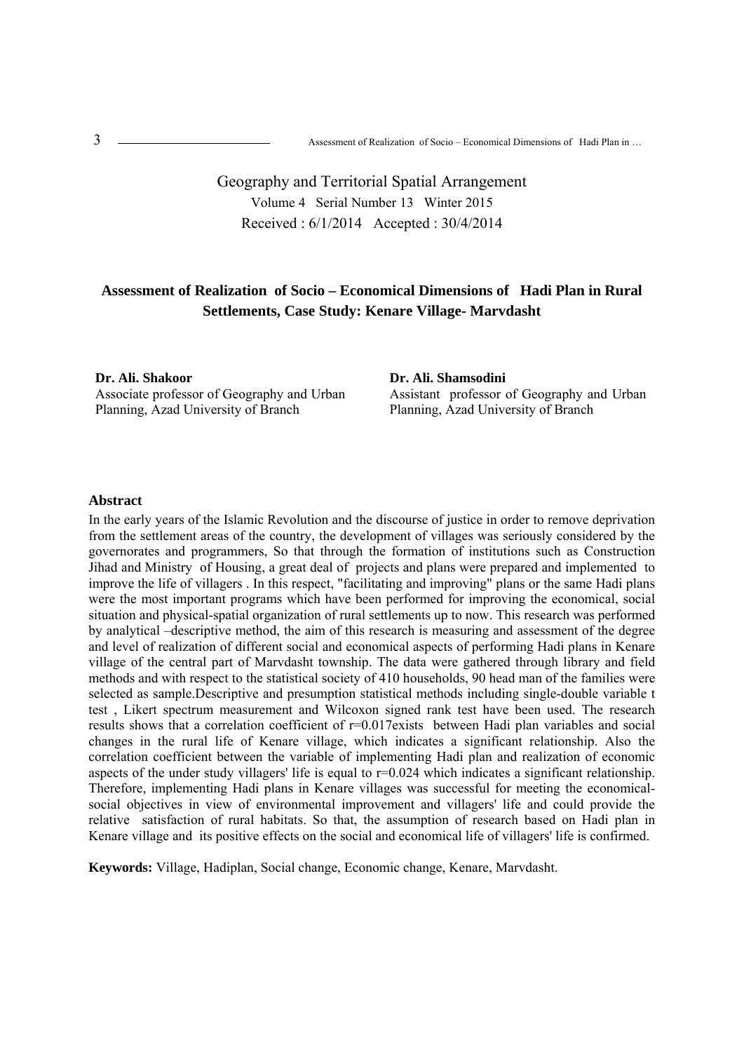Geography and Territorial Spatial Arrangement

Volume 4 Serial Number 13 Winter 2015

Received : 6/1/2014 Accepted : 30/4/2014

## Assessment of Realization of Socio – Economical Dimensions of Hadi Plan in Rural Settlements, Case Study: Kenare Village- Marvdasht

**Dr. Ali. Shakoor**

Associate professor of Geography and Urban Planning, Azad University of Branch

**Dr. Ali. Shamsodini**

Assistant professor of Geography and Urban Planning, Azad University of Branch

### Abstract

In the early years of the Islamic Revolution and the discourse of justice in order to remove deprivation from the settlement areas of the country, the development of villages was seriously considered by the governorates and programmers, So that through the formation of institutions such as Construction Jihad and Ministry of Housing, a great deal of projects and plans were prepared and implemented to improve the life of villagers . In this respect, "facilitating and improving" plans or the same Hadi plans were the most important programs which have been performed for improving the economical, social situation and physical-spatial organization of rural settlements up to now. This research was performed by analytical –descriptive method, the aim of this research is measuring and assessment of the degree and level of realization of different social and economical aspects of performing Hadi plans in Kenare village of the central part of Marvdasht township. The data were gathered through library and field methods and with respect to the statistical society of 410 households, 90 head man of the families were selected as sample.Descriptive and presumption statistical methods including single-double variable t test , Likert spectrum measurement and Wilcoxon signed rank test have been used. The research results shows that a correlation coefficient of r=0.017exists between Hadi plan variables and social changes in the rural life of Kenare village, which indicates a significant relationship. Also the correlation coefficient between the variable of implementing Hadi plan and realization of economic aspects of the under study villagers' life is equal to r=0.024 which indicates a significant relationship. Therefore, implementing Hadi plans in Kenare villages was successful for meeting the economical-social objectives in view of environmental improvement and villagers' life and could provide the relative satisfaction of rural habitats. So that, the assumption of research based on Hadi plan in Kenare village and its positive effects on the social and economical life of villagers' life is confirmed.

**Keywords:** Village, Hadiplan, Social change, Economic change, Kenare, Marvdasht.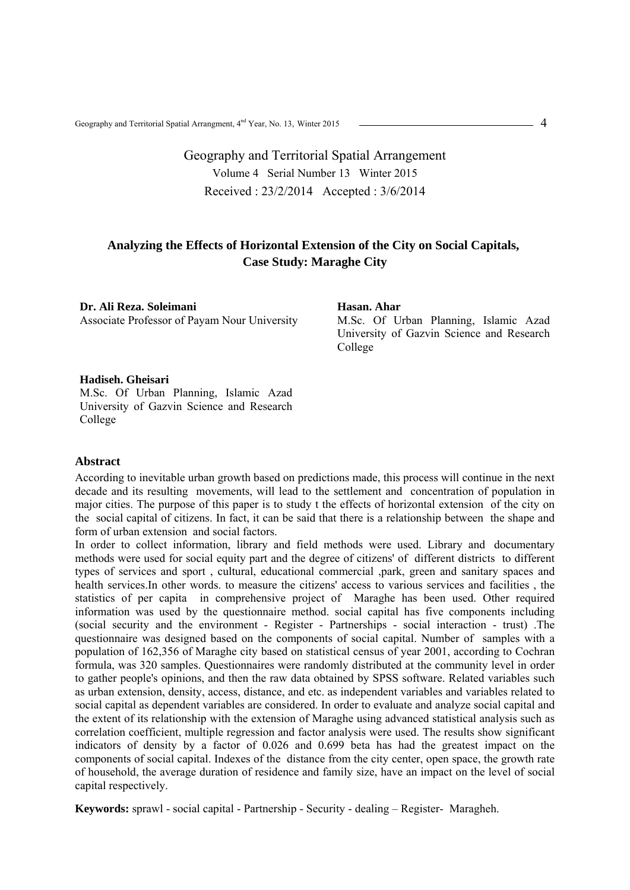Geography and Territorial Spatial Arrangement

Volume 4 Serial Number 13 Winter 2015

Received : 23/2/2014 Accepted : 3/6/2014

# Analyzing the Effects of Horizontal Extension of the City on Social Capitals, Case Study: Maraghe City

**Dr. Ali Reza. Soleimani**
Associate Professor of Payam Nour University

**Hasan. Ahar**
M.Sc. Of Urban Planning, Islamic Azad University of Gazvin Science and Research College

**Hadiseh. Gheisari**
M.Sc. Of Urban Planning, Islamic Azad University of Gazvin Science and Research College

## Abstract

According to inevitable urban growth based on predictions made, this process will continue in the next decade and its resulting movements, will lead to the settlement and concentration of population in major cities. The purpose of this paper is to study t the effects of horizontal extension of the city on the social capital of citizens. In fact, it can be said that there is a relationship between the shape and form of urban extension and social factors.

In order to collect information, library and field methods were used. Library and documentary methods were used for social equity part and the degree of citizens' of different districts to different types of services and sport , cultural, educational commercial ,park, green and sanitary spaces and health services.In other words. to measure the citizens' access to various services and facilities , the statistics of per capita in comprehensive project of Maraghe has been used. Other required information was used by the questionnaire method. social capital has five components including (social security and the environment - Register - Partnerships - social interaction - trust) .The questionnaire was designed based on the components of social capital. Number of samples with a population of 162,356 of Maraghe city based on statistical census of year 2001, according to Cochran formula, was 320 samples. Questionnaires were randomly distributed at the community level in order to gather people's opinions, and then the raw data obtained by SPSS software. Related variables such as urban extension, density, access, distance, and etc. as independent variables and variables related to social capital as dependent variables are considered. In order to evaluate and analyze social capital and the extent of its relationship with the extension of Maraghe using advanced statistical analysis such as correlation coefficient, multiple regression and factor analysis were used. The results show significant indicators of density by a factor of 0.026 and 0.699 beta has had the greatest impact on the components of social capital. Indexes of the distance from the city center, open space, the growth rate of household, the average duration of residence and family size, have an impact on the level of social capital respectively.

**Keywords:** sprawl - social capital - Partnership - Security - dealing – Register- Maragheh.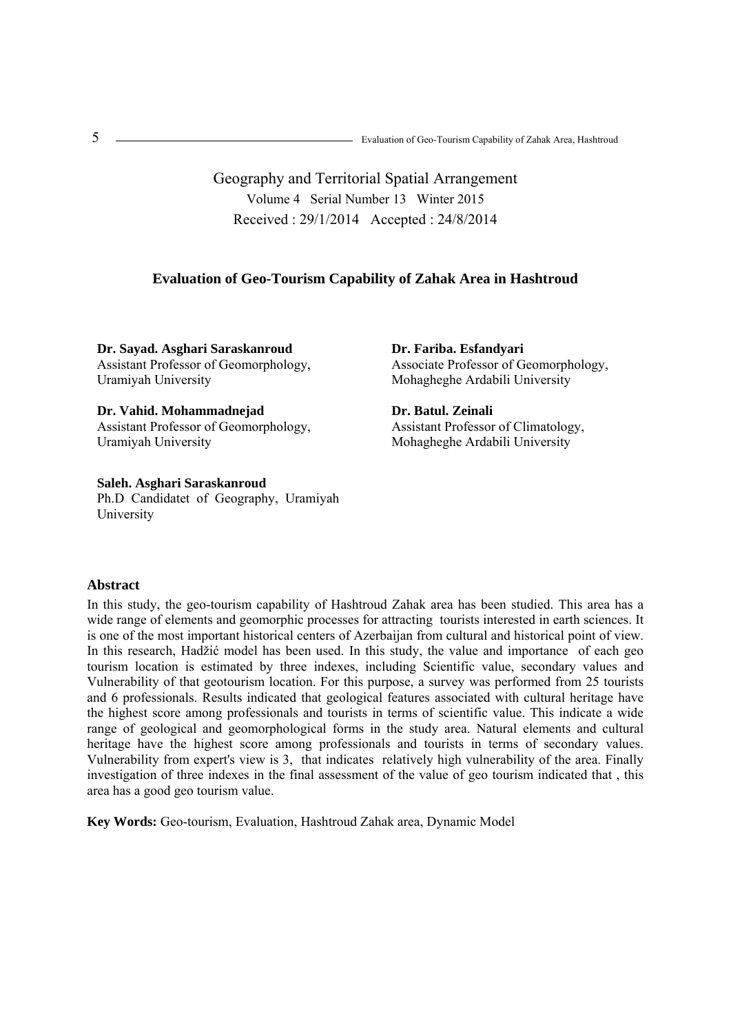Geography and Territorial Spatial Arrangement

Volume 4 Serial Number 13 Winter 2015

Received : 29/1/2014 Accepted : 24/8/2014

# Evaluation of Geo-Tourism Capability of Zahak Area in Hashtroud

**Dr. Sayad. Asghari Saraskanroud**
Assistant Professor of Geomorphology, Uramiyah University

**Dr. Fariba. Esfandyari**
Associate Professor of Geomorphology, Mohagheghe Ardabili University

**Dr. Vahid. Mohammadnejad**
Assistant Professor of Geomorphology, Uramiyah University

**Dr. Batul. Zeinali**
Assistant Professor of Climatology, Mohagheghe Ardabili University

**Saleh. Asghari Saraskanroud**
Ph.D Candidatet of Geography, Uramiyah University

## Abstract

In this study, the geo-tourism capability of Hashtroud Zahak area has been studied. This area has a wide range of elements and geomorphic processes for attracting tourists interested in earth sciences. It is one of the most important historical centers of Azerbaijan from cultural and historical point of view. In this research, Hadžić model has been used. In this study, the value and importance of each geo tourism location is estimated by three indexes, including Scientific value, secondary values and Vulnerability of that geotourism location. For this purpose, a survey was performed from 25 tourists and 6 professionals. Results indicated that geological features associated with cultural heritage have the highest score among professionals and tourists in terms of scientific value. This indicate a wide range of geological and geomorphological forms in the study area. Natural elements and cultural heritage have the highest score among professionals and tourists in terms of secondary values. Vulnerability from expert's view is 3, that indicates relatively high vulnerability of the area. Finally investigation of three indexes in the final assessment of the value of geo tourism indicated that , this area has a good geo tourism value.

**Key Words:** Geo-tourism, Evaluation, Hashtroud Zahak area, Dynamic Model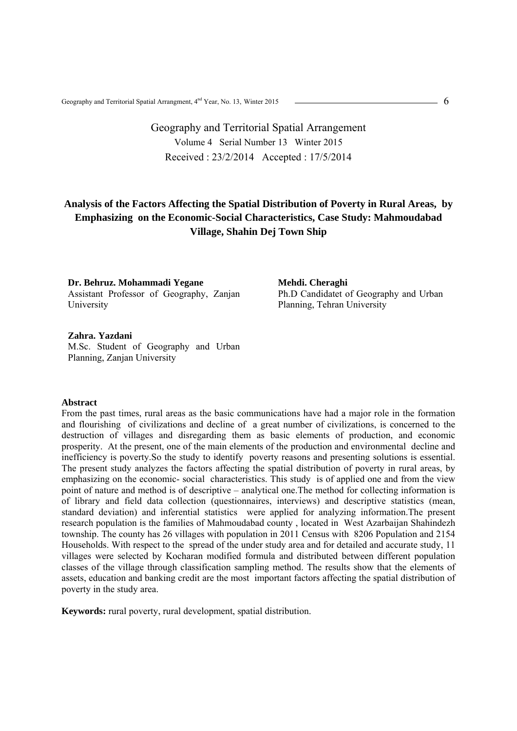Geography and Territorial Spatial Arrangement

Volume 4 Serial Number 13 Winter 2015

Received : 23/2/2014 Accepted : 17/5/2014

# Analysis of the Factors Affecting the Spatial Distribution of Poverty in Rural Areas, by Emphasizing on the Economic-Social Characteristics, Case Study: Mahmoudabad Village, Shahin Dej Town Ship

**Dr. Behruz. Mohammadi Yegane**
Assistant Professor of Geography, Zanjan University

**Mehdi. Cheraghi**
Ph.D Candidatet of Geography and Urban Planning, Tehran University

**Zahra. Yazdani**
M.Sc. Student of Geography and Urban Planning, Zanjan University

**Abstract**

From the past times, rural areas as the basic communications have had a major role in the formation and flourishing of civilizations and decline of a great number of civilizations, is concerned to the destruction of villages and disregarding them as basic elements of production, and economic prosperity. At the present, one of the main elements of the production and environmental decline and inefficiency is poverty.So the study to identify poverty reasons and presenting solutions is essential. The present study analyzes the factors affecting the spatial distribution of poverty in rural areas, by emphasizing on the economic- social characteristics. This study is of applied one and from the view point of nature and method is of descriptive – analytical one.The method for collecting information is of library and field data collection (questionnaires, interviews) and descriptive statistics (mean, standard deviation) and inferential statistics were applied for analyzing information.The present research population is the families of Mahmoudabad county , located in West Azarbaijan Shahindezh township. The county has 26 villages with population in 2011 Census with 8206 Population and 2154 Households. With respect to the spread of the under study area and for detailed and accurate study, 11 villages were selected by Kocharan modified formula and distributed between different population classes of the village through classification sampling method. The results show that the elements of assets, education and banking credit are the most important factors affecting the spatial distribution of poverty in the study area.

**Keywords:** rural poverty, rural development, spatial distribution.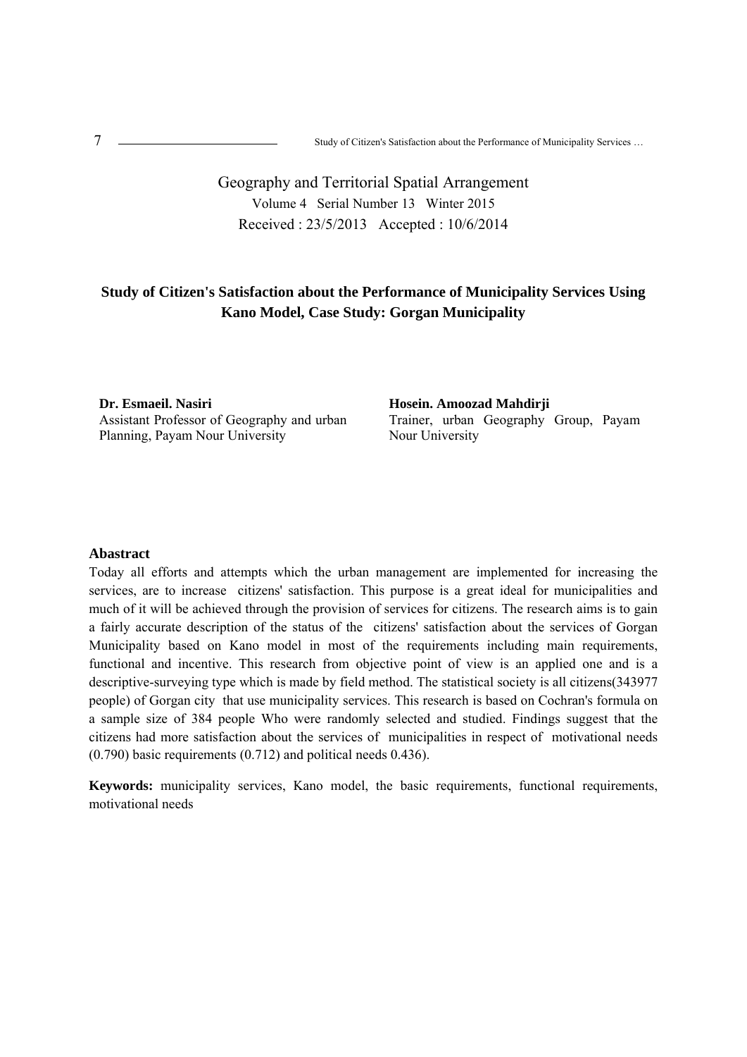Geography and Territorial Spatial Arrangement

Volume 4 Serial Number 13 Winter 2015

Received : 23/5/2013 Accepted : 10/6/2014

**Study of Citizen's Satisfaction about the Performance of Municipality Services Using Kano Model, Case Study: Gorgan Municipality**

**Dr. Esmaeil. Nasiri**
Assistant Professor of Geography and urban Planning, Payam Nour University

**Hosein. Amoozad Mahdirji**
Trainer, urban Geography Group, Payam Nour University

**Abastract**

Today all efforts and attempts which the urban management are implemented for increasing the services, are to increase citizens' satisfaction. This purpose is a great ideal for municipalities and much of it will be achieved through the provision of services for citizens. The research aims is to gain a fairly accurate description of the status of the citizens' satisfaction about the services of Gorgan Municipality based on Kano model in most of the requirements including main requirements, functional and incentive. This research from objective point of view is an applied one and is a descriptive-surveying type which is made by field method. The statistical society is all citizens(343977 people) of Gorgan city that use municipality services. This research is based on Cochran's formula on a sample size of 384 people Who were randomly selected and studied. Findings suggest that the citizens had more satisfaction about the services of municipalities in respect of motivational needs (0.790) basic requirements (0.712) and political needs 0.436).

**Keywords:** municipality services, Kano model, the basic requirements, functional requirements, motivational needs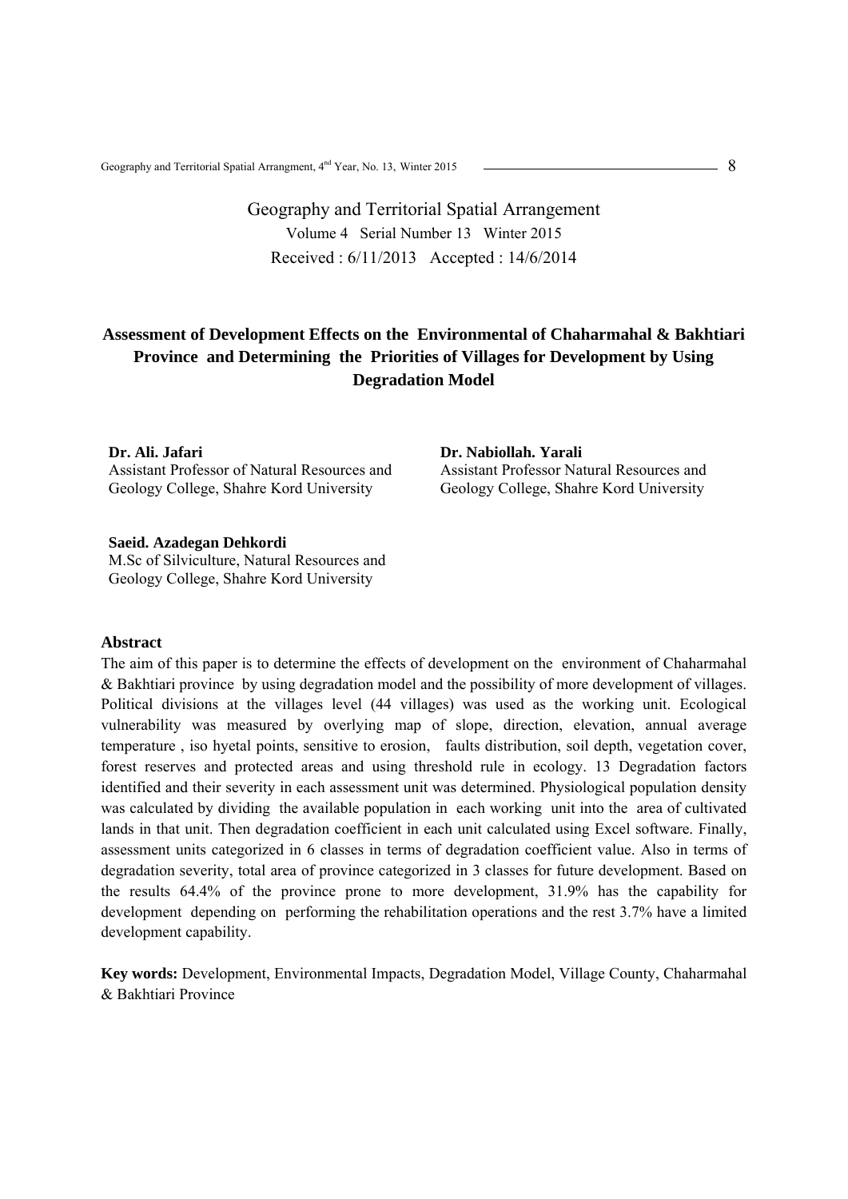Geography and Territorial Spatial Arrangement

Volume 4 Serial Number 13 Winter 2015

Received : 6/11/2013 Accepted : 14/6/2014

# Assessment of Development Effects on the Environmental of Chaharmahal & Bakhtiari Province and Determining the Priorities of Villages for Development by Using Degradation Model

**Dr. Ali. Jafari**
Assistant Professor of Natural Resources and Geology College, Shahre Kord University

**Dr. Nabiollah. Yarali**
Assistant Professor Natural Resources and Geology College, Shahre Kord University

**Saeid. Azadegan Dehkordi**
M.Sc of Silviculture, Natural Resources and Geology College, Shahre Kord University

## Abstract

The aim of this paper is to determine the effects of development on the environment of Chaharmahal & Bakhtiari province by using degradation model and the possibility of more development of villages. Political divisions at the villages level (44 villages) was used as the working unit. Ecological vulnerability was measured by overlying map of slope, direction, elevation, annual average temperature , iso hyetal points, sensitive to erosion, faults distribution, soil depth, vegetation cover, forest reserves and protected areas and using threshold rule in ecology. 13 Degradation factors identified and their severity in each assessment unit was determined. Physiological population density was calculated by dividing the available population in each working unit into the area of cultivated lands in that unit. Then degradation coefficient in each unit calculated using Excel software. Finally, assessment units categorized in 6 classes in terms of degradation coefficient value. Also in terms of degradation severity, total area of province categorized in 3 classes for future development. Based on the results 64.4% of the province prone to more development, 31.9% has the capability for development depending on performing the rehabilitation operations and the rest 3.7% have a limited development capability.

**Key words:** Development, Environmental Impacts, Degradation Model, Village County, Chaharmahal & Bakhtiari Province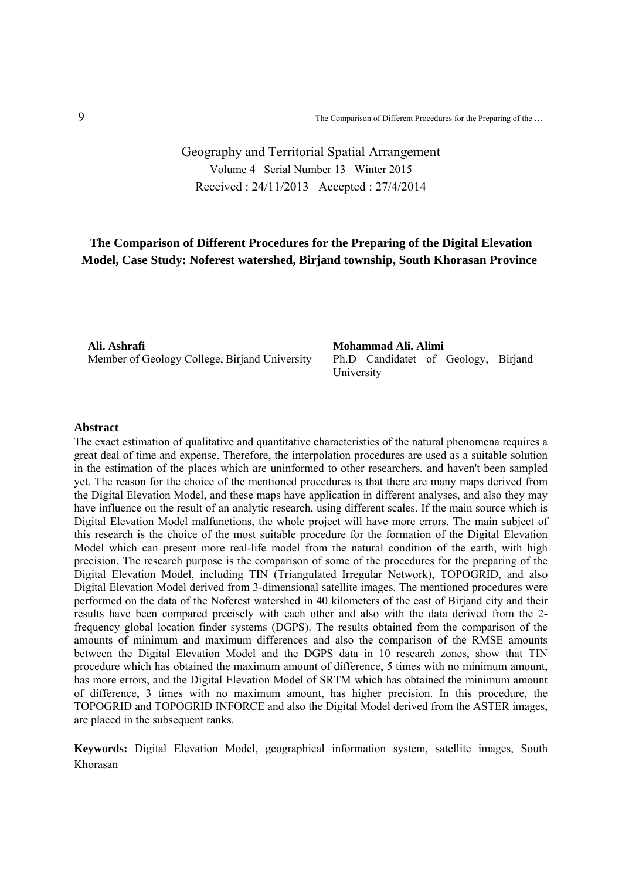Geography and Territorial Spatial Arrangement

Volume 4 Serial Number 13 Winter 2015

Received : 24/11/2013 Accepted : 27/4/2014

# The Comparison of Different Procedures for the Preparing of the Digital Elevation Model, Case Study: Noferest watershed, Birjand township, South Khorasan Province

**Ali. Ashrafi**
Member of Geology College, Birjand University

**Mohammad Ali. Alimi**
Ph.D Candidatet of Geology, Birjand University

## Abstract

The exact estimation of qualitative and quantitative characteristics of the natural phenomena requires a great deal of time and expense. Therefore, the interpolation procedures are used as a suitable solution in the estimation of the places which are uninformed to other researchers, and haven't been sampled yet. The reason for the choice of the mentioned procedures is that there are many maps derived from the Digital Elevation Model, and these maps have application in different analyses, and also they may have influence on the result of an analytic research, using different scales. If the main source which is Digital Elevation Model malfunctions, the whole project will have more errors. The main subject of this research is the choice of the most suitable procedure for the formation of the Digital Elevation Model which can present more real-life model from the natural condition of the earth, with high precision. The research purpose is the comparison of some of the procedures for the preparing of the Digital Elevation Model, including TIN (Triangulated Irregular Network), TOPOGRID, and also Digital Elevation Model derived from 3-dimensional satellite images. The mentioned procedures were performed on the data of the Noferest watershed in 40 kilometers of the east of Birjand city and their results have been compared precisely with each other and also with the data derived from the 2-frequency global location finder systems (DGPS). The results obtained from the comparison of the amounts of minimum and maximum differences and also the comparison of the RMSE amounts between the Digital Elevation Model and the DGPS data in 10 research zones, show that TIN procedure which has obtained the maximum amount of difference, 5 times with no minimum amount, has more errors, and the Digital Elevation Model of SRTM which has obtained the minimum amount of difference, 3 times with no maximum amount, has higher precision. In this procedure, the TOPOGRID and TOPOGRID INFORCE and also the Digital Model derived from the ASTER images, are placed in the subsequent ranks.

**Keywords:** Digital Elevation Model, geographical information system, satellite images, South Khorasan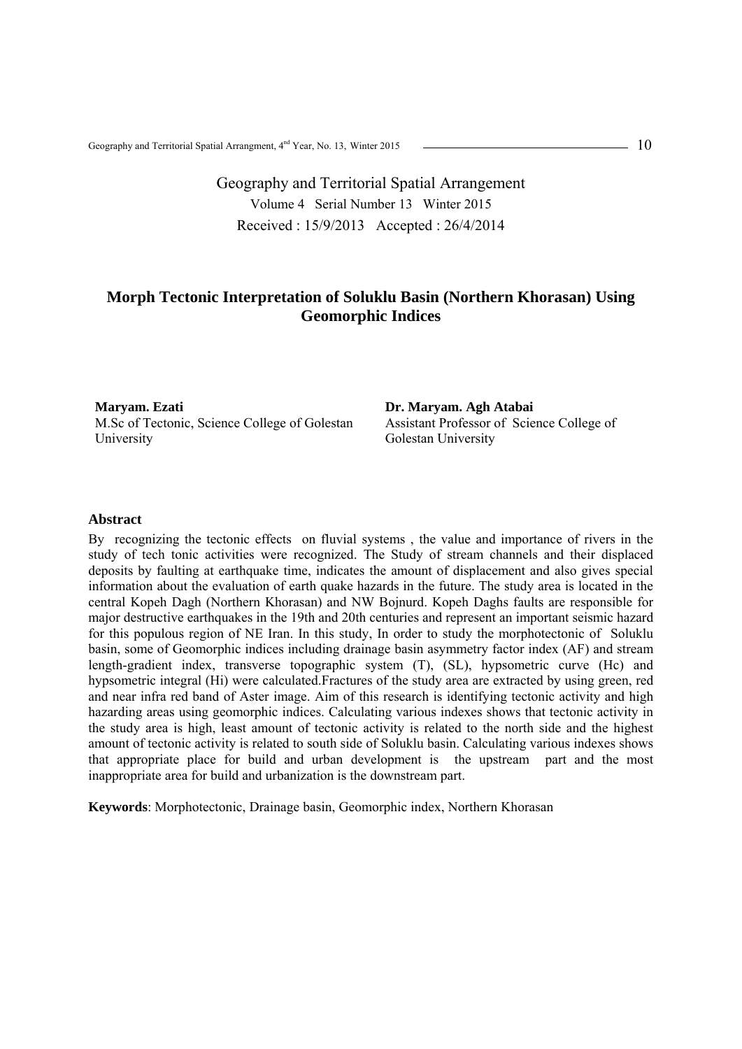Geography and Territorial Spatial Arrangement

Volume 4 Serial Number 13 Winter 2015

Received : 15/9/2013 Accepted : 26/4/2014

# Morph Tectonic Interpretation of Soluklu Basin (Northern Khorasan) Using Geomorphic Indices

**Maryam. Ezati**
M.Sc of Tectonic, Science College of Golestan University

**Dr. Maryam. Agh Atabai**
Assistant Professor of Science College of Golestan University

## Abstract

By recognizing the tectonic effects on fluvial systems , the value and importance of rivers in the study of tech tonic activities were recognized. The Study of stream channels and their displaced deposits by faulting at earthquake time, indicates the amount of displacement and also gives special information about the evaluation of earth quake hazards in the future. The study area is located in the central Kopeh Dagh (Northern Khorasan) and NW Bojnurd. Kopeh Daghs faults are responsible for major destructive earthquakes in the 19th and 20th centuries and represent an important seismic hazard for this populous region of NE Iran. In this study, In order to study the morphotectonic of Soluklu basin, some of Geomorphic indices including drainage basin asymmetry factor index (AF) and stream length-gradient index, transverse topographic system (T), (SL), hypsometric curve (Hc) and hypsometric integral (Hi) were calculated.Fractures of the study area are extracted by using green, red and near infra red band of Aster image. Aim of this research is identifying tectonic activity and high hazarding areas using geomorphic indices. Calculating various indexes shows that tectonic activity in the study area is high, least amount of tectonic activity is related to the north side and the highest amount of tectonic activity is related to south side of Soluklu basin. Calculating various indexes shows that appropriate place for build and urban development is the upstream part and the most inappropriate area for build and urbanization is the downstream part.

**Keywords**: Morphotectonic, Drainage basin, Geomorphic index, Northern Khorasan